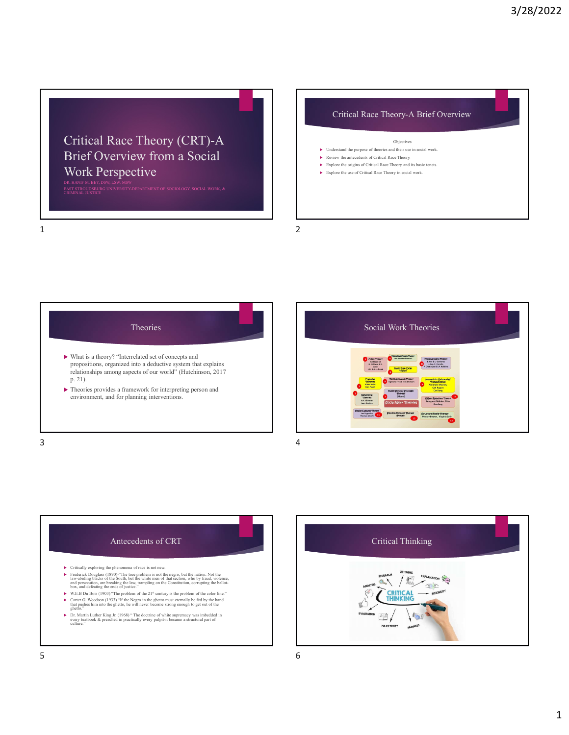# Critical Race Theory (CRT)-A Brief Overview from a Social Work Perspective

DR. HANIF M. BEY, DSW, LSW, MSW

EAST STROUDSBURG UNIVERSITY-DEPARTMENT OF SOCIOLOGY, SOCIAL WORK, & CRIMINAL JUSTICE

## Critical Race Theory-A Brief Overview

Objectives

- Understand the purpose of theories and their use in social work.
- Review the antecedents of Critical Race Theory.
- Explore the origins of Critical Race Theory and its basic tenets.
- Explore the use of Critical Race Theory in social work.

## Theories

- What is a theory? "Interrelated set of concepts and propositions, organized into a deductive system that explains relationships among aspects of our world" (Hutchinson, 2017 p. 21).
- Theories provides a framework for interpreting person and environment, and for planning interventions.

## Social Work Theories

## Antecedents of CRT

- Critically exploring the phenomena of race is not new.
- Frederick Douglass (1890)-"The true problem is not the negro, but the nation. Not the law-abiding blacks of the South, but the white men of that section, who by fraud, violence, and persecution, are breaking the law, trampling on the Constitution, corrupting the ballot-box, and defeating the ends of justice."
- W.E.B Du Bois (1903) "The problem of the 21st century is the problem of the color line."
- Carter G. Woodson (1933) "If the Negro in the ghetto must eternally be fed by the hand that pushes him into the ghetto, he will never become strong enough to get out of the ghetto."
- Dr. Martin Luther King Jr. (1968) " The doctrine of white supremacy was imbedded in every textbook & preached in practically every pulpit-it became a structural part of culture."

## Critical Thinking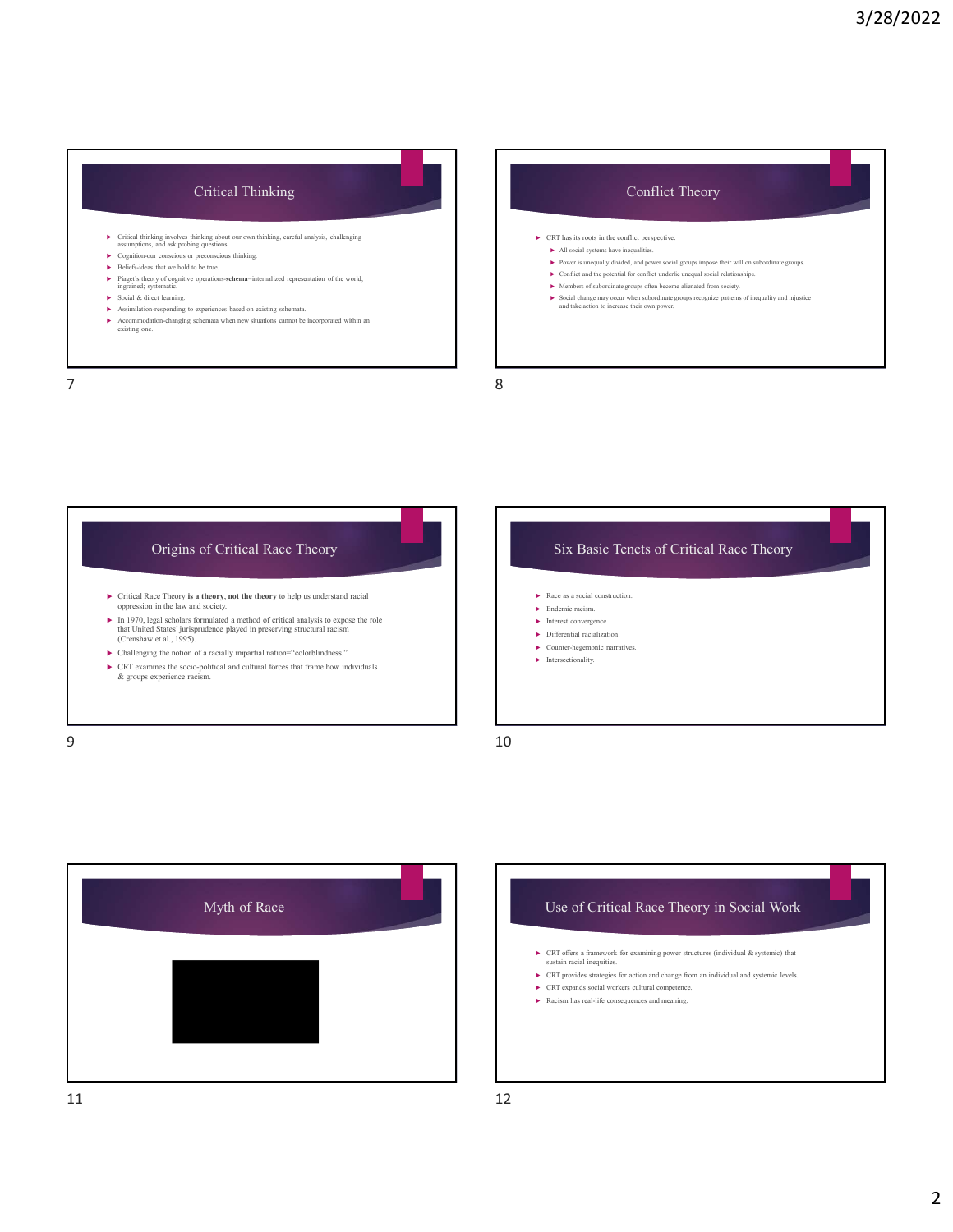## Critical Thinking

- Critical thinking involves thinking about our own thinking, careful analysis, challenging assumptions, and ask probing questions.
- Cognition-our conscious or preconscious thinking.
- Beliefs-ideas that we hold to be true.
- Piaget's theory of cognitive operations-**schema**=internalized representation of the world; ingrained; systematic.
- Social & direct learning.
- Assimilation-responding to experiences based on existing schemata.
- Accommodation-changing schemata when new situations cannot be incorporated within an existing one.

## Conflict Theory

- CRT has its roots in the conflict perspective:
  - All social systems have inequalities.
  - Power is unequally divided, and power social groups impose their will on subordinate groups.
  - Conflict and the potential for conflict underlie unequal social relationships.
  - Members of subordinate groups often become alienated from society.
  - Social change may occur when subordinate groups recognize patterns of inequality and injustice and take action to increase their own power.

## Origins of Critical Race Theory

- Critical Race Theory **is a theory**, **not the theory** to help us understand racial oppression in the law and society.
- In 1970, legal scholars formulated a method of critical analysis to expose the role that United States' jurisprudence played in preserving structural racism (Crenshaw et al., 1995).
- Challenging the notion of a racially impartial nation="colorblindness."
- CRT examines the socio-political and cultural forces that frame how individuals & groups experience racism.

## Six Basic Tenets of Critical Race Theory

- Race as a social construction.
- Endemic racism.
- Interest convergence
- Differential racialization.
- Counter-hegemonic narratives.
- Intersectionality.

## Myth of Race

## Use of Critical Race Theory in Social Work

- CRT offers a framework for examining power structures (individual & systemic) that sustain racial inequities.
- CRT provides strategies for action and change from an individual and systemic levels.
- CRT expands social workers cultural competence.
- Racism has real-life consequences and meaning.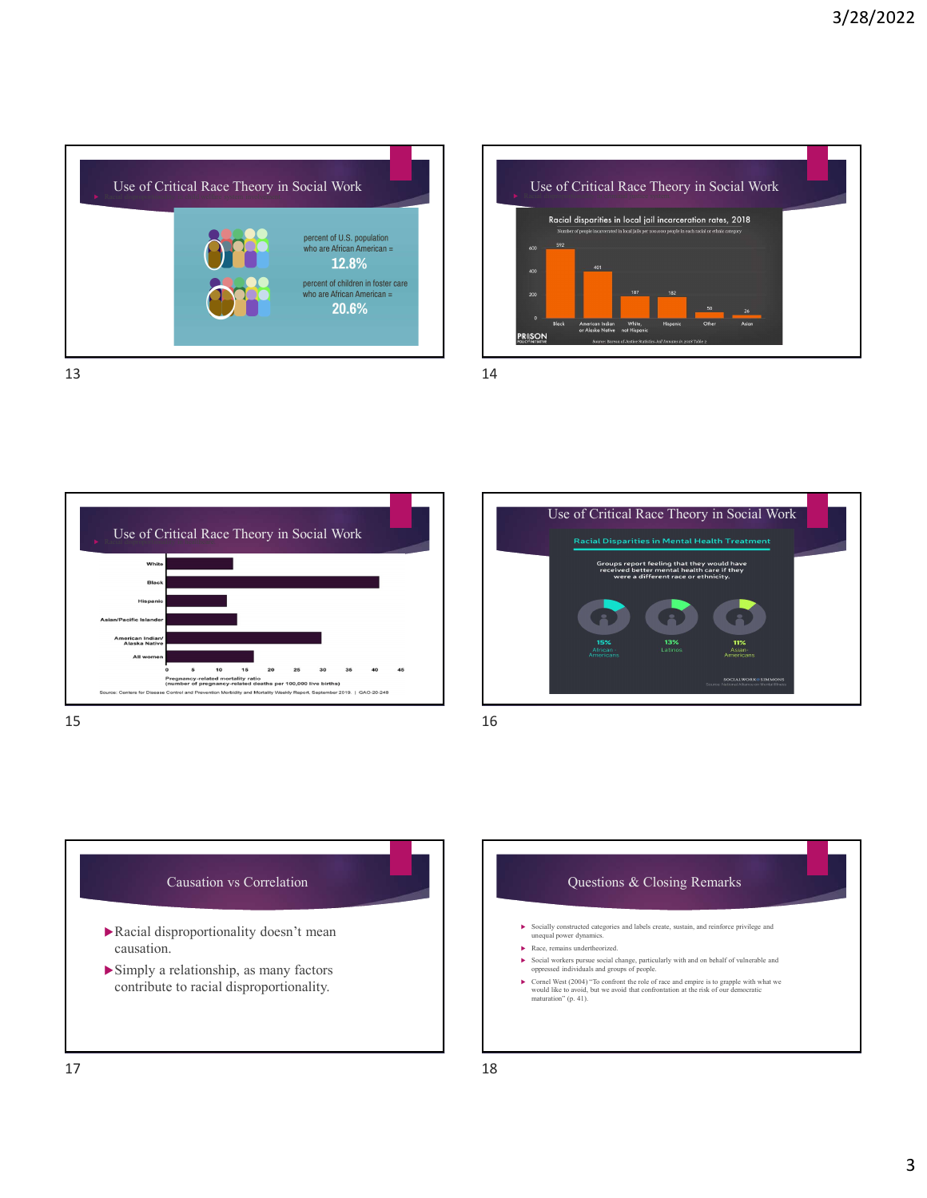## Use of Critical Race Theory in Social Work

percent of U.S. population who are African American = **12.8%**

percent of children in foster care who are African American = **20.6%**

## Use of Critical Race Theory in Social Work

Racial disparities in local jail incarceration rates, 2018

Number of people incarcerated in local jails per 100,000 people in each racial or ethnic category

| Black | American Indian or Alaska Native | White, not Hispanic | Hispanic | Other | Asian |
|---|---|---|---|---|---|
| 592 | 401 | 187 | 182 | 50 | 26 |

Source: Bureau of Justice Statistics *Jail Inmates in 2018* Table 2

## Use of Critical Race Theory in Social Work

Pregnancy-related mortality ratio (number of pregnancy-related deaths per 100,000 live births)

White, Black, Hispanic, Asian/Pacific Islander, American Indian/Alaska Native, All women

Source: Centers for Disease Control and Prevention Morbidity and Mortality Weekly Report, September 2019. | GAO-20-248

## Use of Critical Race Theory in Social Work

Racial Disparities in Mental Health Treatment

Groups report feeling that they would have received better mental health care if they were a different race or ethnicity.

| 15% African Americans | 13% Latinos | 11% Asian Americans |
|---|---|---|

SOCIALWORK@SIMMONS

Source: National Alliance on Mental Illness

## Causation vs Correlation

- Racial disproportionality doesn't mean causation.
- Simply a relationship, as many factors contribute to racial disproportionality.

## Questions & Closing Remarks

- Socially constructed categories and labels create, sustain, and reinforce privilege and unequal power dynamics.
- Race, remains undertheorized.
- Social workers pursue social change, particularly with and on behalf of vulnerable and oppressed individuals and groups of people.
- Cornel West (2004) "To confront the role of race and empire is to grapple with what we would like to avoid, but we avoid that confrontation at the risk of our democratic maturation" (p. 41).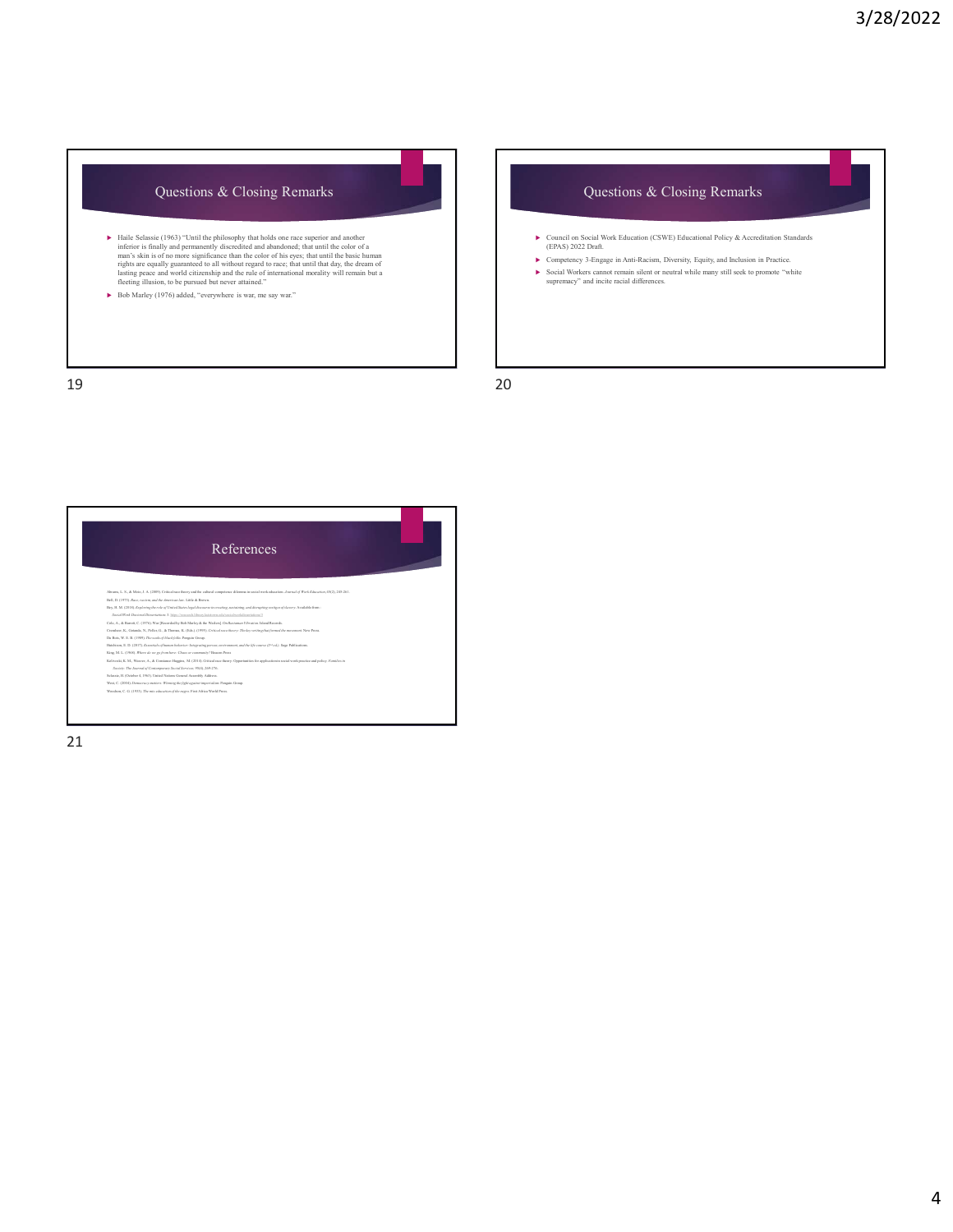## Questions & Closing Remarks

- Haile Selassie (1963) "Until the philosophy that holds one race superior and another inferior is finally and permanently discredited and abandoned; that until the color of a man's skin is of no more significance than the color of his eyes; that until the basic human rights are equally guaranteed to all without regard to race; that until that day, the dream of lasting peace and world citizenship and the rule of international morality will remain but a fleeting illusion, to be pursued but never attained."
- Bob Marley (1976) added, "everywhere is war, me say war."

## Questions & Closing Remarks

- Council on Social Work Education (CSWE) Educational Policy & Accreditation Standards (EPAS) 2022 Draft.
- Competency 3-Engage in Anti-Racism, Diversity, Equity, and Inclusion in Practice.
- Social Workers cannot remain silent or neutral while many still seek to promote "white supremacy" and incite racial differences.

## References

Abrams, L. S., & Moio, J. A. (2009). Critical race theory and the cultural competence dilemma in social work education. *Journal of Social Work Education, 45*(2), 245-261.

Bell, D. (1973). *Race, racism, and the American law*. Little & Brown.

Bey, R. M. (2016). *Exploring the role of United States legal discourse in creating, sustaining, and disrupting vestiges of slavery*. Available from: Social Work Doctoral Dissertations. 3. https://research.library.kutztown.edu/socialworkdissertations/3

Cole, A., & Barrett, C. (1976). War [Recorded by Bob Marley & the Wailers]. On Rastaman Vibration. Island Records.

Crenshaw, K., Gotanda, N., Peller, G., & Thomas, K. (Eds.). (1995). *Critical race theory: The key writings that formed the movement*. New Press.

Du Bois, W. E. B. (1989). *The souls of black folks*. Penguin Group.

Hutchison, E. D. (2017). *Essentials of human behavior: Integrating person, environment, and the life course* (2nd ed.). Sage Publications.

King, M. L. (1968). *Where do we go from here: Chaos or community?* Beacon Press.

Kolivoski, K. M., Weaver, A., & Constance-Huggins, M. (2014). Critical race theory: Opportunities for application in social work practice and policy. *Families in Society: The Journal of Contemporary Social Services, 95*(4), 269-276.

Selassie, H. (October 4, 1963). United Nations General Assembly Address.

West, C. (2004). *Democracy matters: Winning the fight against imperialism*. Penguin Group.

Woodson, C. G. (1933). *The mis-education of the negro*. First Africa World Press.